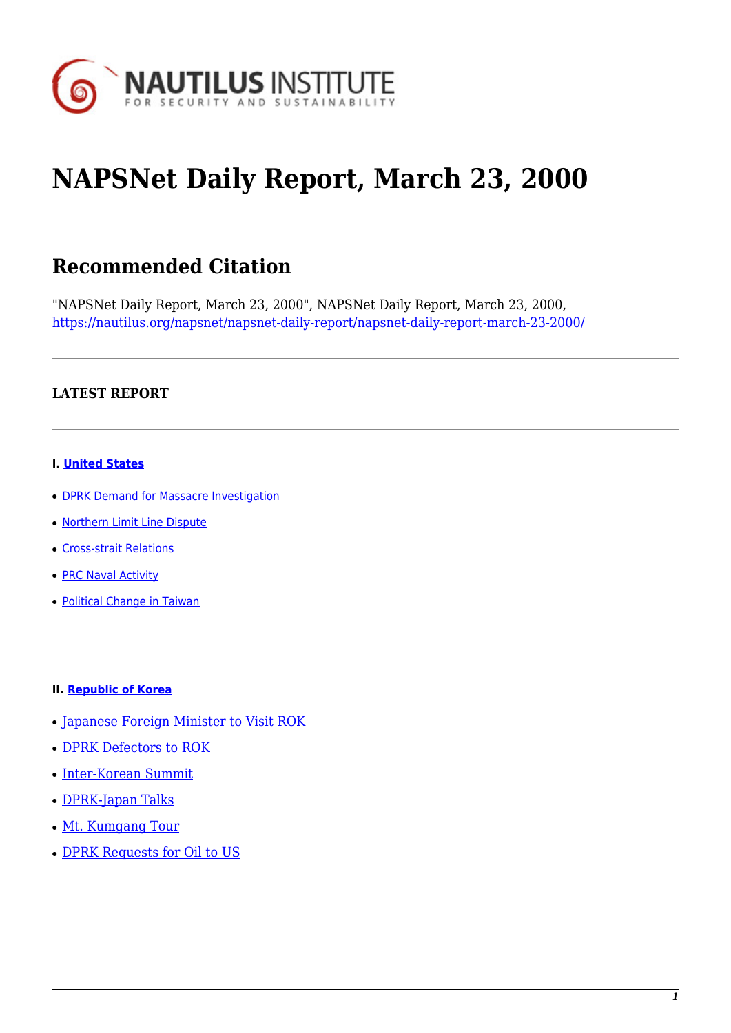# NAPSNet Daily Report, March 23, 2000

## Recommended Citation

"NAPSNet Daily Report, March 23, 2000", NAPSNet Daily Report, March 23, 2000, https://nautilus.org/napsnet/napsnet-daily-report/napsnet-daily-report-march-23-2000/

### LATEST REPORT

**I. United States**

- DPRK Demand for Massacre Investigation
- Northern Limit Line Dispute
- Cross-strait Relations
- PRC Naval Activity
- Political Change in Taiwan

**II. Republic of Korea**

- Japanese Foreign Minister to Visit ROK
- DPRK Defectors to ROK
- Inter-Korean Summit
- DPRK-Japan Talks
- Mt. Kumgang Tour
- DPRK Requests for Oil to US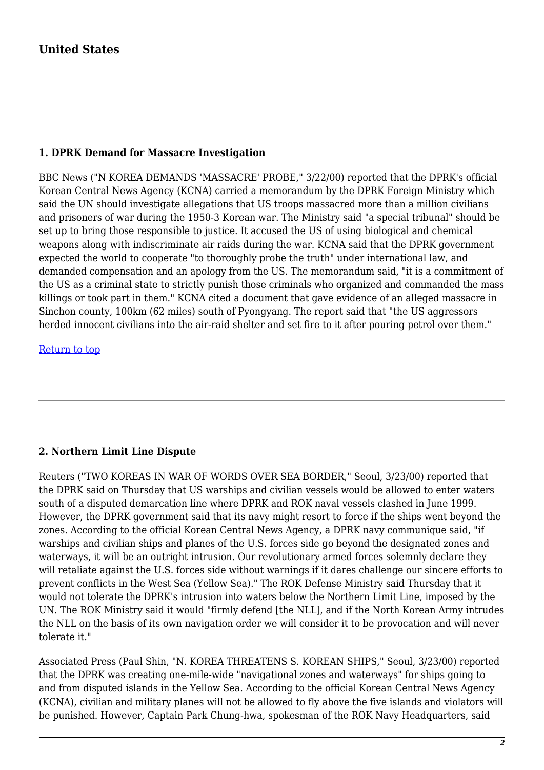## United States

### 1. DPRK Demand for Massacre Investigation

BBC News ("N KOREA DEMANDS 'MASSACRE' PROBE," 3/22/00) reported that the DPRK's official Korean Central News Agency (KCNA) carried a memorandum by the DPRK Foreign Ministry which said the UN should investigate allegations that US troops massacred more than a million civilians and prisoners of war during the 1950-3 Korean war. The Ministry said "a special tribunal" should be set up to bring those responsible to justice. It accused the US of using biological and chemical weapons along with indiscriminate air raids during the war. KCNA said that the DPRK government expected the world to cooperate "to thoroughly probe the truth" under international law, and demanded compensation and an apology from the US. The memorandum said, "it is a commitment of the US as a criminal state to strictly punish those criminals who organized and commanded the mass killings or took part in them." KCNA cited a document that gave evidence of an alleged massacre in Sinchon county, 100km (62 miles) south of Pyongyang. The report said that "the US aggressors herded innocent civilians into the air-raid shelter and set fire to it after pouring petrol over them."

Return to top

### 2. Northern Limit Line Dispute

Reuters ("TWO KOREAS IN WAR OF WORDS OVER SEA BORDER," Seoul, 3/23/00) reported that the DPRK said on Thursday that US warships and civilian vessels would be allowed to enter waters south of a disputed demarcation line where DPRK and ROK naval vessels clashed in June 1999. However, the DPRK government said that its navy might resort to force if the ships went beyond the zones. According to the official Korean Central News Agency, a DPRK navy communique said, "if warships and civilian ships and planes of the U.S. forces side go beyond the designated zones and waterways, it will be an outright intrusion. Our revolutionary armed forces solemnly declare they will retaliate against the U.S. forces side without warnings if it dares challenge our sincere efforts to prevent conflicts in the West Sea (Yellow Sea)." The ROK Defense Ministry said Thursday that it would not tolerate the DPRK's intrusion into waters below the Northern Limit Line, imposed by the UN. The ROK Ministry said it would "firmly defend [the NLL], and if the North Korean Army intrudes the NLL on the basis of its own navigation order we will consider it to be provocation and will never tolerate it."

Associated Press (Paul Shin, "N. KOREA THREATENS S. KOREAN SHIPS," Seoul, 3/23/00) reported that the DPRK was creating one-mile-wide "navigational zones and waterways" for ships going to and from disputed islands in the Yellow Sea. According to the official Korean Central News Agency (KCNA), civilian and military planes will not be allowed to fly above the five islands and violators will be punished. However, Captain Park Chung-hwa, spokesman of the ROK Navy Headquarters, said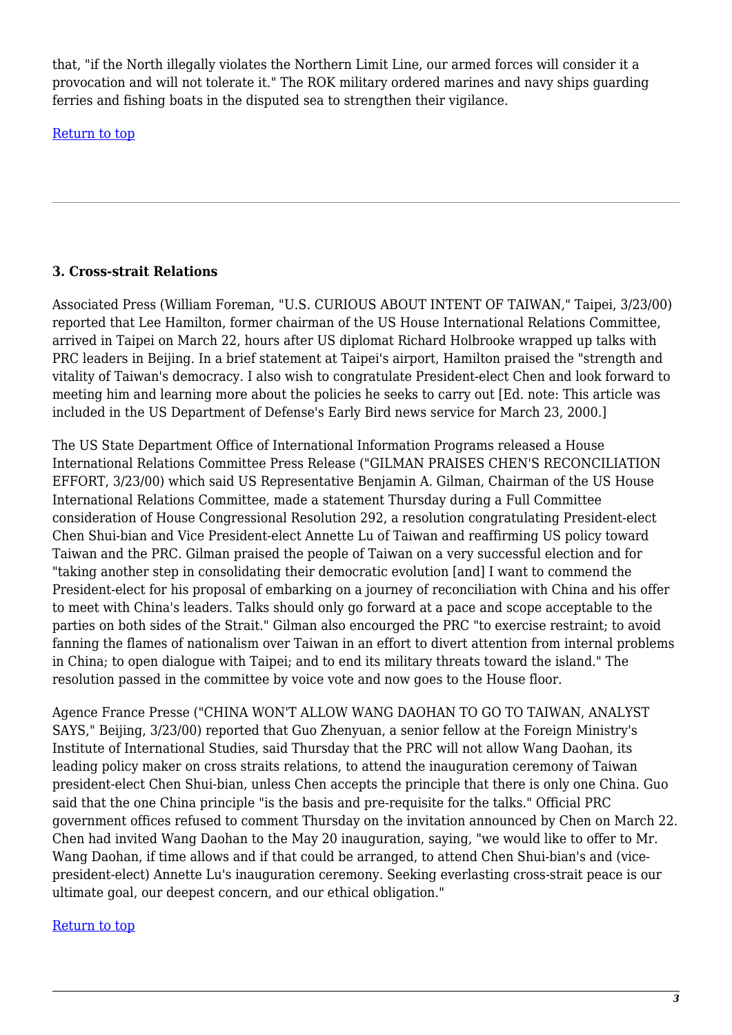that, "if the North illegally violates the Northern Limit Line, our armed forces will consider it a provocation and will not tolerate it." The ROK military ordered marines and navy ships guarding ferries and fishing boats in the disputed sea to strengthen their vigilance.

Return to top

---

### 3. Cross-strait Relations

Associated Press (William Foreman, "U.S. CURIOUS ABOUT INTENT OF TAIWAN," Taipei, 3/23/00) reported that Lee Hamilton, former chairman of the US House International Relations Committee, arrived in Taipei on March 22, hours after US diplomat Richard Holbrooke wrapped up talks with PRC leaders in Beijing. In a brief statement at Taipei's airport, Hamilton praised the "strength and vitality of Taiwan's democracy. I also wish to congratulate President-elect Chen and look forward to meeting him and learning more about the policies he seeks to carry out [Ed. note: This article was included in the US Department of Defense's Early Bird news service for March 23, 2000.]

The US State Department Office of International Information Programs released a House International Relations Committee Press Release ("GILMAN PRAISES CHEN'S RECONCILIATION EFFORT, 3/23/00) which said US Representative Benjamin A. Gilman, Chairman of the US House International Relations Committee, made a statement Thursday during a Full Committee consideration of House Congressional Resolution 292, a resolution congratulating President-elect Chen Shui-bian and Vice President-elect Annette Lu of Taiwan and reaffirming US policy toward Taiwan and the PRC. Gilman praised the people of Taiwan on a very successful election and for "taking another step in consolidating their democratic evolution [and] I want to commend the President-elect for his proposal of embarking on a journey of reconciliation with China and his offer to meet with China's leaders. Talks should only go forward at a pace and scope acceptable to the parties on both sides of the Strait." Gilman also encourged the PRC "to exercise restraint; to avoid fanning the flames of nationalism over Taiwan in an effort to divert attention from internal problems in China; to open dialogue with Taipei; and to end its military threats toward the island." The resolution passed in the committee by voice vote and now goes to the House floor.

Agence France Presse ("CHINA WON'T ALLOW WANG DAOHAN TO GO TO TAIWAN, ANALYST SAYS," Beijing, 3/23/00) reported that Guo Zhenyuan, a senior fellow at the Foreign Ministry's Institute of International Studies, said Thursday that the PRC will not allow Wang Daohan, its leading policy maker on cross straits relations, to attend the inauguration ceremony of Taiwan president-elect Chen Shui-bian, unless Chen accepts the principle that there is only one China. Guo said that the one China principle "is the basis and pre-requisite for the talks." Official PRC government offices refused to comment Thursday on the invitation announced by Chen on March 22. Chen had invited Wang Daohan to the May 20 inauguration, saying, "we would like to offer to Mr. Wang Daohan, if time allows and if that could be arranged, to attend Chen Shui-bian's and (vice-president-elect) Annette Lu's inauguration ceremony. Seeking everlasting cross-strait peace is our ultimate goal, our deepest concern, and our ethical obligation."

Return to top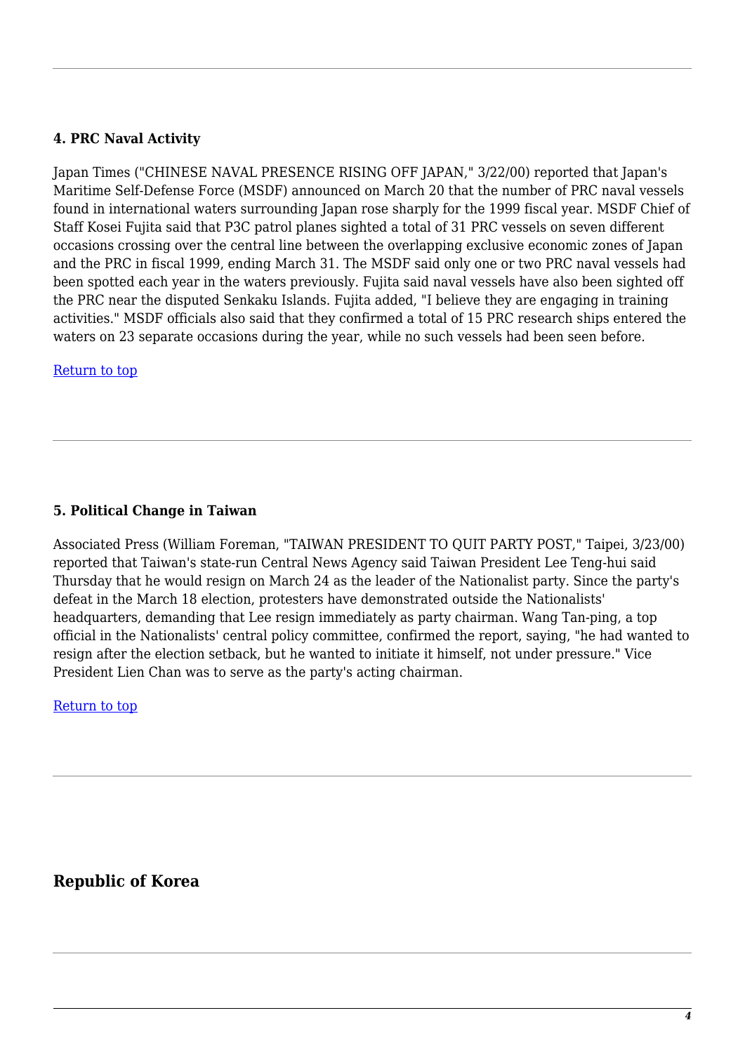#### 4. PRC Naval Activity

Japan Times ("CHINESE NAVAL PRESENCE RISING OFF JAPAN," 3/22/00) reported that Japan's Maritime Self-Defense Force (MSDF) announced on March 20 that the number of PRC naval vessels found in international waters surrounding Japan rose sharply for the 1999 fiscal year. MSDF Chief of Staff Kosei Fujita said that P3C patrol planes sighted a total of 31 PRC vessels on seven different occasions crossing over the central line between the overlapping exclusive economic zones of Japan and the PRC in fiscal 1999, ending March 31. The MSDF said only one or two PRC naval vessels had been spotted each year in the waters previously. Fujita said naval vessels have also been sighted off the PRC near the disputed Senkaku Islands. Fujita added, "I believe they are engaging in training activities." MSDF officials also said that they confirmed a total of 15 PRC research ships entered the waters on 23 separate occasions during the year, while no such vessels had been seen before.

Return to top

---

#### 5. Political Change in Taiwan

Associated Press (William Foreman, "TAIWAN PRESIDENT TO QUIT PARTY POST," Taipei, 3/23/00) reported that Taiwan's state-run Central News Agency said Taiwan President Lee Teng-hui said Thursday that he would resign on March 24 as the leader of the Nationalist party. Since the party's defeat in the March 18 election, protesters have demonstrated outside the Nationalists' headquarters, demanding that Lee resign immediately as party chairman. Wang Tan-ping, a top official in the Nationalists' central policy committee, confirmed the report, saying, "he had wanted to resign after the election setback, but he wanted to initiate it himself, not under pressure." Vice President Lien Chan was to serve as the party's acting chairman.

Return to top

---

### Republic of Korea

---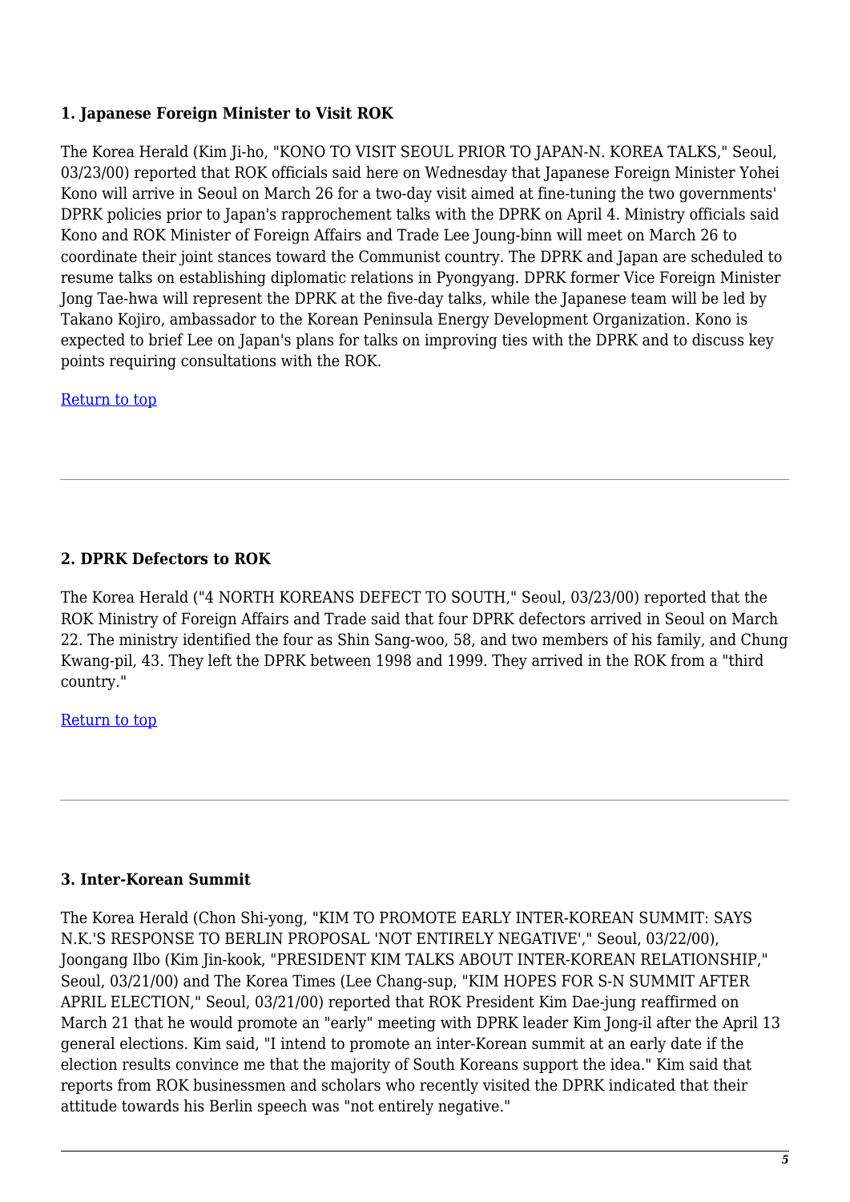### 1. Japanese Foreign Minister to Visit ROK

The Korea Herald (Kim Ji-ho, "KONO TO VISIT SEOUL PRIOR TO JAPAN-N. KOREA TALKS," Seoul, 03/23/00) reported that ROK officials said here on Wednesday that Japanese Foreign Minister Yohei Kono will arrive in Seoul on March 26 for a two-day visit aimed at fine-tuning the two governments' DPRK policies prior to Japan's rapprochement talks with the DPRK on April 4. Ministry officials said Kono and ROK Minister of Foreign Affairs and Trade Lee Joung-binn will meet on March 26 to coordinate their joint stances toward the Communist country. The DPRK and Japan are scheduled to resume talks on establishing diplomatic relations in Pyongyang. DPRK former Vice Foreign Minister Jong Tae-hwa will represent the DPRK at the five-day talks, while the Japanese team will be led by Takano Kojiro, ambassador to the Korean Peninsula Energy Development Organization. Kono is expected to brief Lee on Japan's plans for talks on improving ties with the DPRK and to discuss key points requiring consultations with the ROK.

Return to top

---

### 2. DPRK Defectors to ROK

The Korea Herald ("4 NORTH KOREANS DEFECT TO SOUTH," Seoul, 03/23/00) reported that the ROK Ministry of Foreign Affairs and Trade said that four DPRK defectors arrived in Seoul on March 22. The ministry identified the four as Shin Sang-woo, 58, and two members of his family, and Chung Kwang-pil, 43. They left the DPRK between 1998 and 1999. They arrived in the ROK from a "third country."

Return to top

---

### 3. Inter-Korean Summit

The Korea Herald (Chon Shi-yong, "KIM TO PROMOTE EARLY INTER-KOREAN SUMMIT: SAYS N.K.'S RESPONSE TO BERLIN PROPOSAL 'NOT ENTIRELY NEGATIVE'," Seoul, 03/22/00), Joongang Ilbo (Kim Jin-kook, "PRESIDENT KIM TALKS ABOUT INTER-KOREAN RELATIONSHIP," Seoul, 03/21/00) and The Korea Times (Lee Chang-sup, "KIM HOPES FOR S-N SUMMIT AFTER APRIL ELECTION," Seoul, 03/21/00) reported that ROK President Kim Dae-jung reaffirmed on March 21 that he would promote an "early" meeting with DPRK leader Kim Jong-il after the April 13 general elections. Kim said, "I intend to promote an inter-Korean summit at an early date if the election results convince me that the majority of South Koreans support the idea." Kim said that reports from ROK businessmen and scholars who recently visited the DPRK indicated that their attitude towards his Berlin speech was "not entirely negative."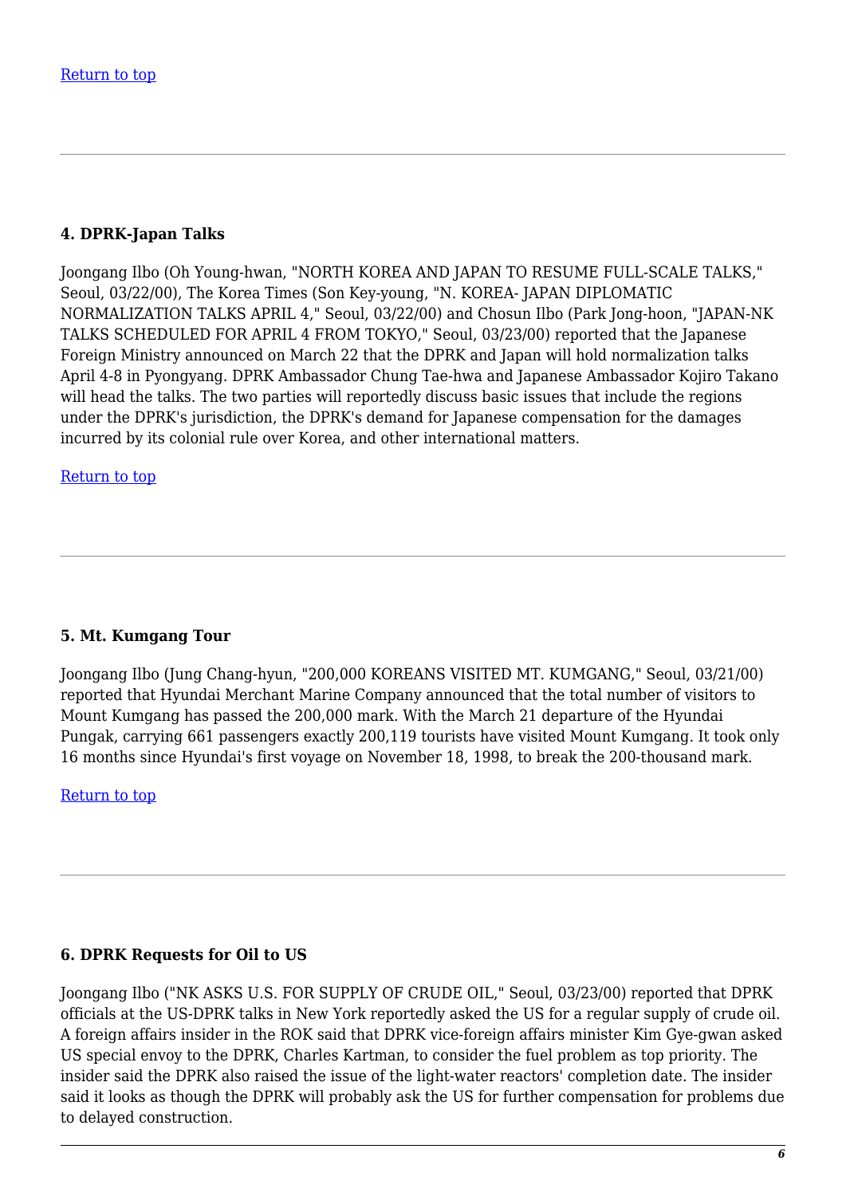Return to top

---

### 4. DPRK-Japan Talks

Joongang Ilbo (Oh Young-hwan, "NORTH KOREA AND JAPAN TO RESUME FULL-SCALE TALKS," Seoul, 03/22/00), The Korea Times (Son Key-young, "N. KOREA- JAPAN DIPLOMATIC NORMALIZATION TALKS APRIL 4," Seoul, 03/22/00) and Chosun Ilbo (Park Jong-hoon, "JAPAN-NK TALKS SCHEDULED FOR APRIL 4 FROM TOKYO," Seoul, 03/23/00) reported that the Japanese Foreign Ministry announced on March 22 that the DPRK and Japan will hold normalization talks April 4-8 in Pyongyang. DPRK Ambassador Chung Tae-hwa and Japanese Ambassador Kojiro Takano will head the talks. The two parties will reportedly discuss basic issues that include the regions under the DPRK's jurisdiction, the DPRK's demand for Japanese compensation for the damages incurred by its colonial rule over Korea, and other international matters.

Return to top

---

### 5. Mt. Kumgang Tour

Joongang Ilbo (Jung Chang-hyun, "200,000 KOREANS VISITED MT. KUMGANG," Seoul, 03/21/00) reported that Hyundai Merchant Marine Company announced that the total number of visitors to Mount Kumgang has passed the 200,000 mark. With the March 21 departure of the Hyundai Pungak, carrying 661 passengers exactly 200,119 tourists have visited Mount Kumgang. It took only 16 months since Hyundai's first voyage on November 18, 1998, to break the 200-thousand mark.

Return to top

---

### 6. DPRK Requests for Oil to US

Joongang Ilbo ("NK ASKS U.S. FOR SUPPLY OF CRUDE OIL," Seoul, 03/23/00) reported that DPRK officials at the US-DPRK talks in New York reportedly asked the US for a regular supply of crude oil. A foreign affairs insider in the ROK said that DPRK vice-foreign affairs minister Kim Gye-gwan asked US special envoy to the DPRK, Charles Kartman, to consider the fuel problem as top priority. The insider said the DPRK also raised the issue of the light-water reactors' completion date. The insider said it looks as though the DPRK will probably ask the US for further compensation for problems due to delayed construction.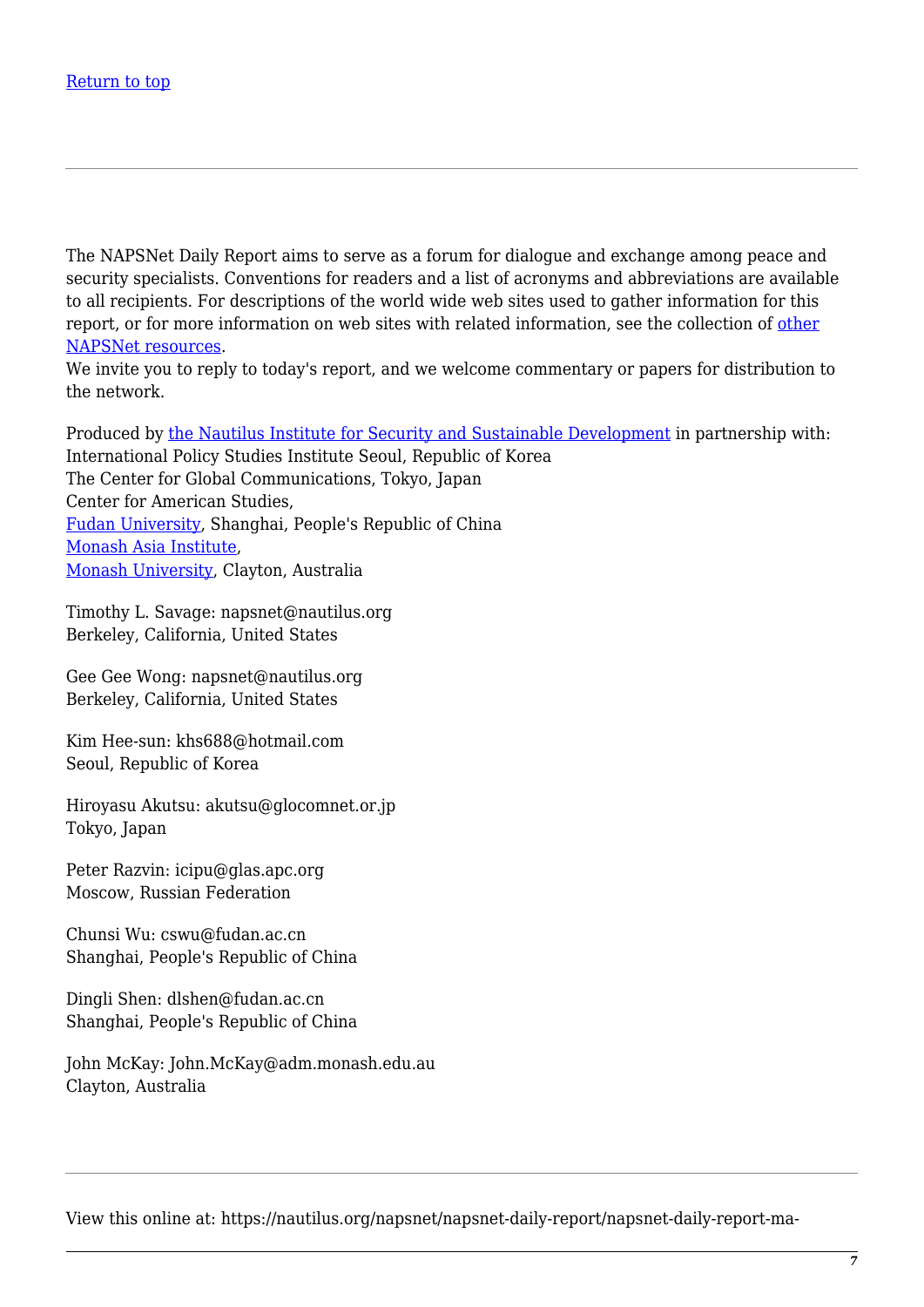[Return to top](#)

---

The NAPSNet Daily Report aims to serve as a forum for dialogue and exchange among peace and security specialists. Conventions for readers and a list of acronyms and abbreviations are available to all recipients. For descriptions of the world wide web sites used to gather information for this report, or for more information on web sites with related information, see the collection of [other NAPSNet resources](#).
We invite you to reply to today's report, and we welcome commentary or papers for distribution to the network.

Produced by [the Nautilus Institute for Security and Sustainable Development](#) in partnership with:
International Policy Studies Institute Seoul, Republic of Korea
The Center for Global Communications, Tokyo, Japan
Center for American Studies,
[Fudan University](#), Shanghai, People's Republic of China
[Monash Asia Institute](#),
[Monash University](#), Clayton, Australia

Timothy L. Savage: napsnet@nautilus.org
Berkeley, California, United States

Gee Gee Wong: napsnet@nautilus.org
Berkeley, California, United States

Kim Hee-sun: khs688@hotmail.com
Seoul, Republic of Korea

Hiroyasu Akutsu: akutsu@glocomnet.or.jp
Tokyo, Japan

Peter Razvin: icipu@glas.apc.org
Moscow, Russian Federation

Chunsi Wu: cswu@fudan.ac.cn
Shanghai, People's Republic of China

Dingli Shen: dlshen@fudan.ac.cn
Shanghai, People's Republic of China

John McKay: John.McKay@adm.monash.edu.au
Clayton, Australia

---

View this online at: https://nautilus.org/napsnet/napsnet-daily-report/napsnet-daily-report-ma-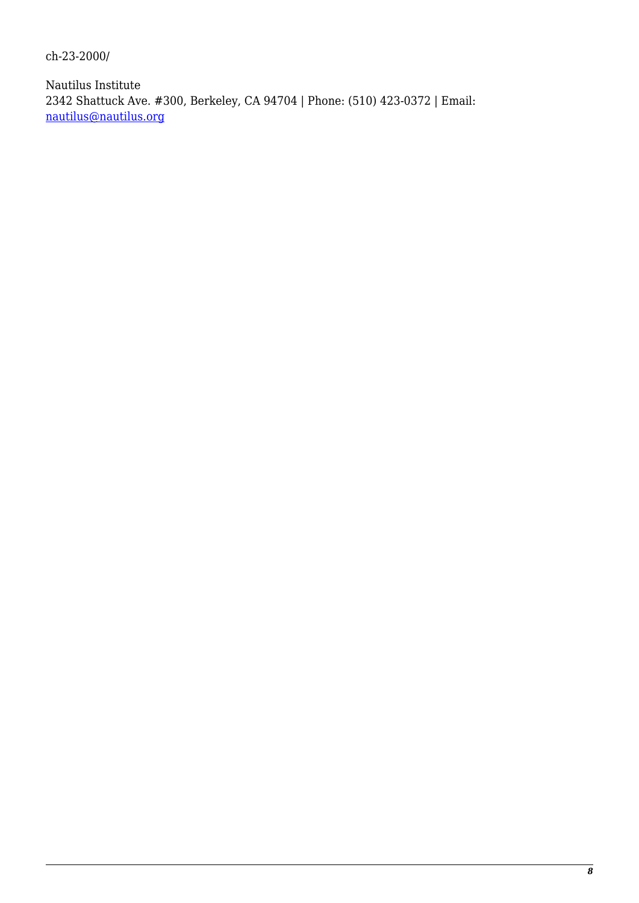ch-23-2000/

Nautilus Institute
2342 Shattuck Ave. #300, Berkeley, CA 94704 | Phone: (510) 423-0372 | Email: [nautilus@nautilus.org](mailto:nautilus@nautilus.org)